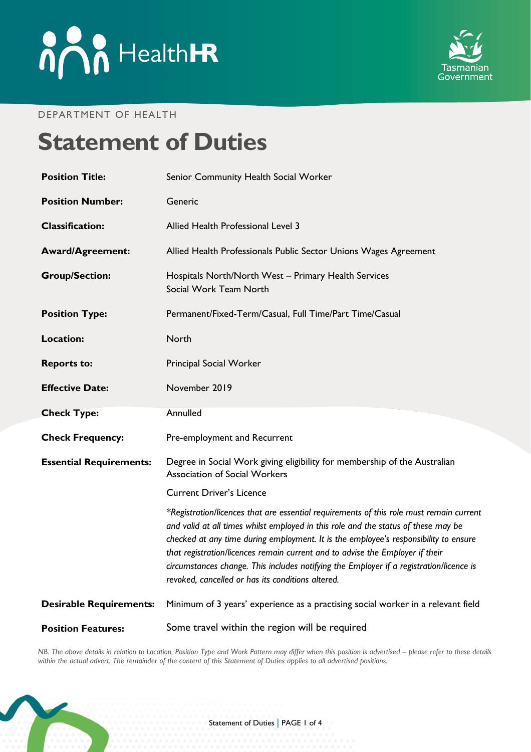DEPARTMENT OF HEALTH

# Statement of Duties

| | |
|---|---|
| **Position Title:** | Senior Community Health Social Worker |
| **Position Number:** | Generic |
| **Classification:** | Allied Health Professional Level 3 |
| **Award/Agreement:** | Allied Health Professionals Public Sector Unions Wages Agreement |
| **Group/Section:** | Hospitals North/North West – Primary Health Services<br>Social Work Team North |
| **Position Type:** | Permanent/Fixed-Term/Casual, Full Time/Part Time/Casual |
| **Location:** | North |
| **Reports to:** | Principal Social Worker |
| **Effective Date:** | November 2019 |
| **Check Type:** | Annulled |
| **Check Frequency:** | Pre-employment and Recurrent |
| **Essential Requirements:** | Degree in Social Work giving eligibility for membership of the Australian Association of Social Workers<br>Current Driver's Licence<br>*\*Registration/licences that are essential requirements of this role must remain current and valid at all times whilst employed in this role and the status of these may be checked at any time during employment. It is the employee's responsibility to ensure that registration/licences remain current and to advise the Employer if their circumstances change. This includes notifying the Employer if a registration/licence is revoked, cancelled or has its conditions altered.* |
| **Desirable Requirements:** | Minimum of 3 years' experience as a practising social worker in a relevant field |
| **Position Features:** | Some travel within the region will be required |

*NB. The above details in relation to Location, Position Type and Work Pattern may differ when this position is advertised – please refer to these details within the actual advert. The remainder of the content of this Statement of Duties applies to all advertised positions.*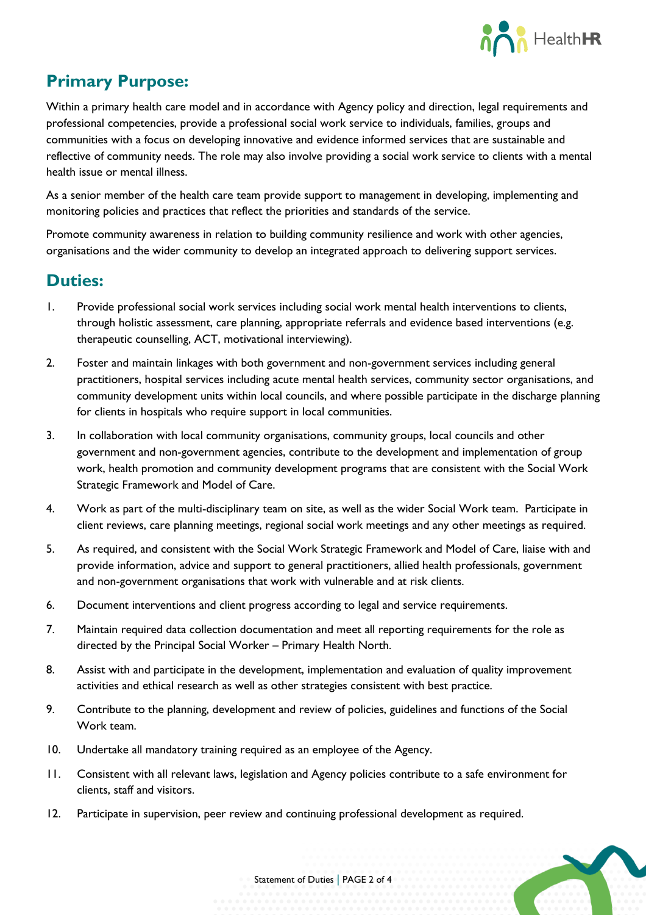## Primary Purpose:

Within a primary health care model and in accordance with Agency policy and direction, legal requirements and professional competencies, provide a professional social work service to individuals, families, groups and communities with a focus on developing innovative and evidence informed services that are sustainable and reflective of community needs. The role may also involve providing a social work service to clients with a mental health issue or mental illness.

As a senior member of the health care team provide support to management in developing, implementing and monitoring policies and practices that reflect the priorities and standards of the service.

Promote community awareness in relation to building community resilience and work with other agencies, organisations and the wider community to develop an integrated approach to delivering support services.

## Duties:

1. Provide professional social work services including social work mental health interventions to clients, through holistic assessment, care planning, appropriate referrals and evidence based interventions (e.g. therapeutic counselling, ACT, motivational interviewing).
2. Foster and maintain linkages with both government and non-government services including general practitioners, hospital services including acute mental health services, community sector organisations, and community development units within local councils, and where possible participate in the discharge planning for clients in hospitals who require support in local communities.
3. In collaboration with local community organisations, community groups, local councils and other government and non-government agencies, contribute to the development and implementation of group work, health promotion and community development programs that are consistent with the Social Work Strategic Framework and Model of Care.
4. Work as part of the multi-disciplinary team on site, as well as the wider Social Work team. Participate in client reviews, care planning meetings, regional social work meetings and any other meetings as required.
5. As required, and consistent with the Social Work Strategic Framework and Model of Care, liaise with and provide information, advice and support to general practitioners, allied health professionals, government and non-government organisations that work with vulnerable and at risk clients.
6. Document interventions and client progress according to legal and service requirements.
7. Maintain required data collection documentation and meet all reporting requirements for the role as directed by the Principal Social Worker – Primary Health North.
8. Assist with and participate in the development, implementation and evaluation of quality improvement activities and ethical research as well as other strategies consistent with best practice.
9. Contribute to the planning, development and review of policies, guidelines and functions of the Social Work team.
10. Undertake all mandatory training required as an employee of the Agency.
11. Consistent with all relevant laws, legislation and Agency policies contribute to a safe environment for clients, staff and visitors.
12. Participate in supervision, peer review and continuing professional development as required.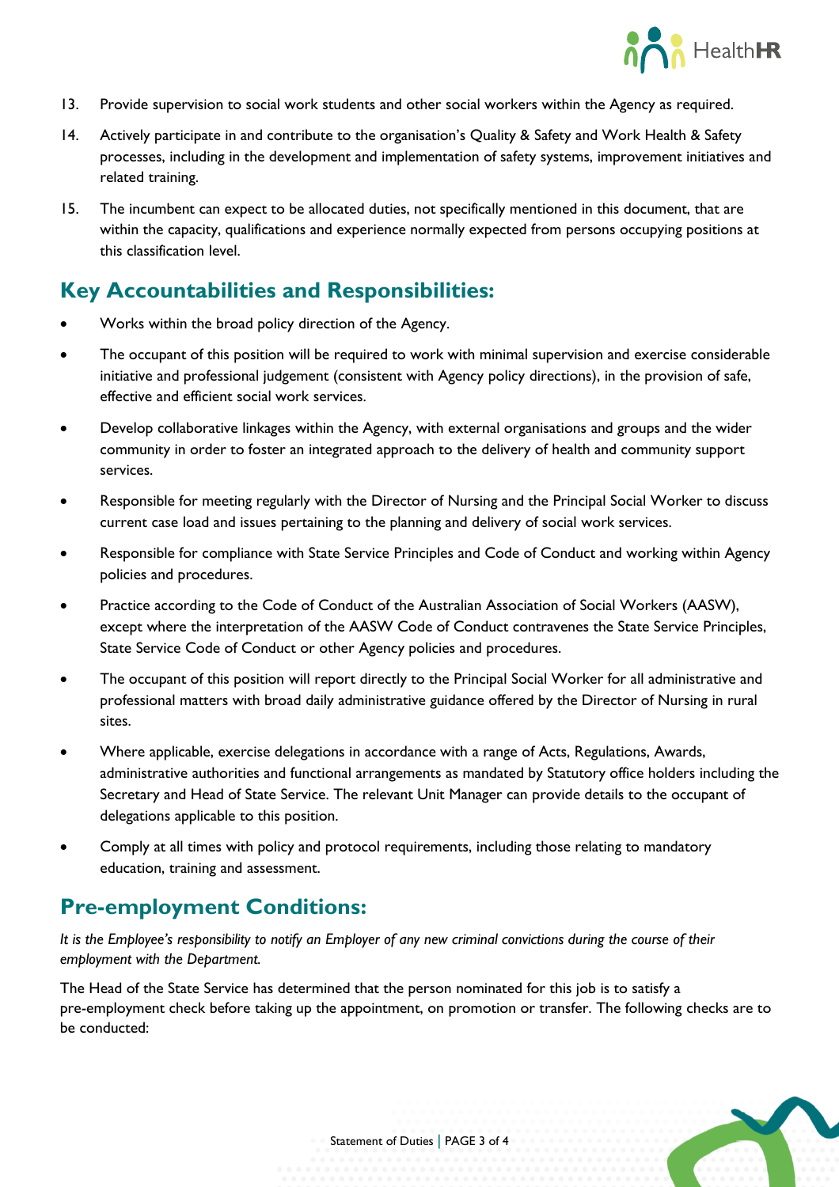13. Provide supervision to social work students and other social workers within the Agency as required.
14. Actively participate in and contribute to the organisation's Quality & Safety and Work Health & Safety processes, including in the development and implementation of safety systems, improvement initiatives and related training.
15. The incumbent can expect to be allocated duties, not specifically mentioned in this document, that are within the capacity, qualifications and experience normally expected from persons occupying positions at this classification level.

## Key Accountabilities and Responsibilities:

- Works within the broad policy direction of the Agency.
- The occupant of this position will be required to work with minimal supervision and exercise considerable initiative and professional judgement (consistent with Agency policy directions), in the provision of safe, effective and efficient social work services.
- Develop collaborative linkages within the Agency, with external organisations and groups and the wider community in order to foster an integrated approach to the delivery of health and community support services.
- Responsible for meeting regularly with the Director of Nursing and the Principal Social Worker to discuss current case load and issues pertaining to the planning and delivery of social work services.
- Responsible for compliance with State Service Principles and Code of Conduct and working within Agency policies and procedures.
- Practice according to the Code of Conduct of the Australian Association of Social Workers (AASW), except where the interpretation of the AASW Code of Conduct contravenes the State Service Principles, State Service Code of Conduct or other Agency policies and procedures.
- The occupant of this position will report directly to the Principal Social Worker for all administrative and professional matters with broad daily administrative guidance offered by the Director of Nursing in rural sites.
- Where applicable, exercise delegations in accordance with a range of Acts, Regulations, Awards, administrative authorities and functional arrangements as mandated by Statutory office holders including the Secretary and Head of State Service. The relevant Unit Manager can provide details to the occupant of delegations applicable to this position.
- Comply at all times with policy and protocol requirements, including those relating to mandatory education, training and assessment.

## Pre-employment Conditions:

*It is the Employee's responsibility to notify an Employer of any new criminal convictions during the course of their employment with the Department.*

The Head of the State Service has determined that the person nominated for this job is to satisfy a pre-employment check before taking up the appointment, on promotion or transfer. The following checks are to be conducted: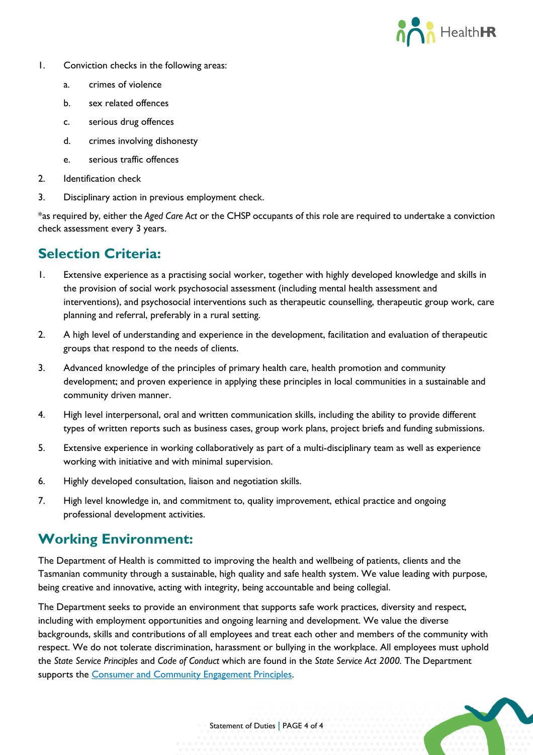1. Conviction checks in the following areas:
    a. crimes of violence
    b. sex related offences
    c. serious drug offences
    d. crimes involving dishonesty
    e. serious traffic offences
2. Identification check
3. Disciplinary action in previous employment check.

*as required by, either the *Aged Care Act* or the CHSP occupants of this role are required to undertake a conviction check assessment every 3 years.

## Selection Criteria:

1. Extensive experience as a practising social worker, together with highly developed knowledge and skills in the provision of social work psychosocial assessment (including mental health assessment and interventions), and psychosocial interventions such as therapeutic counselling, therapeutic group work, care planning and referral, preferably in a rural setting.
2. A high level of understanding and experience in the development, facilitation and evaluation of therapeutic groups that respond to the needs of clients.
3. Advanced knowledge of the principles of primary health care, health promotion and community development; and proven experience in applying these principles in local communities in a sustainable and community driven manner.
4. High level interpersonal, oral and written communication skills, including the ability to provide different types of written reports such as business cases, group work plans, project briefs and funding submissions.
5. Extensive experience in working collaboratively as part of a multi-disciplinary team as well as experience working with initiative and with minimal supervision.
6. Highly developed consultation, liaison and negotiation skills.
7. High level knowledge in, and commitment to, quality improvement, ethical practice and ongoing professional development activities.

## Working Environment:

The Department of Health is committed to improving the health and wellbeing of patients, clients and the Tasmanian community through a sustainable, high quality and safe health system. We value leading with purpose, being creative and innovative, acting with integrity, being accountable and being collegial.

The Department seeks to provide an environment that supports safe work practices, diversity and respect, including with employment opportunities and ongoing learning and development. We value the diverse backgrounds, skills and contributions of all employees and treat each other and members of the community with respect. We do not tolerate discrimination, harassment or bullying in the workplace. All employees must uphold the *State Service Principles* and *Code of Conduct* which are found in the *State Service Act 2000*. The Department supports the Consumer and Community Engagement Principles.